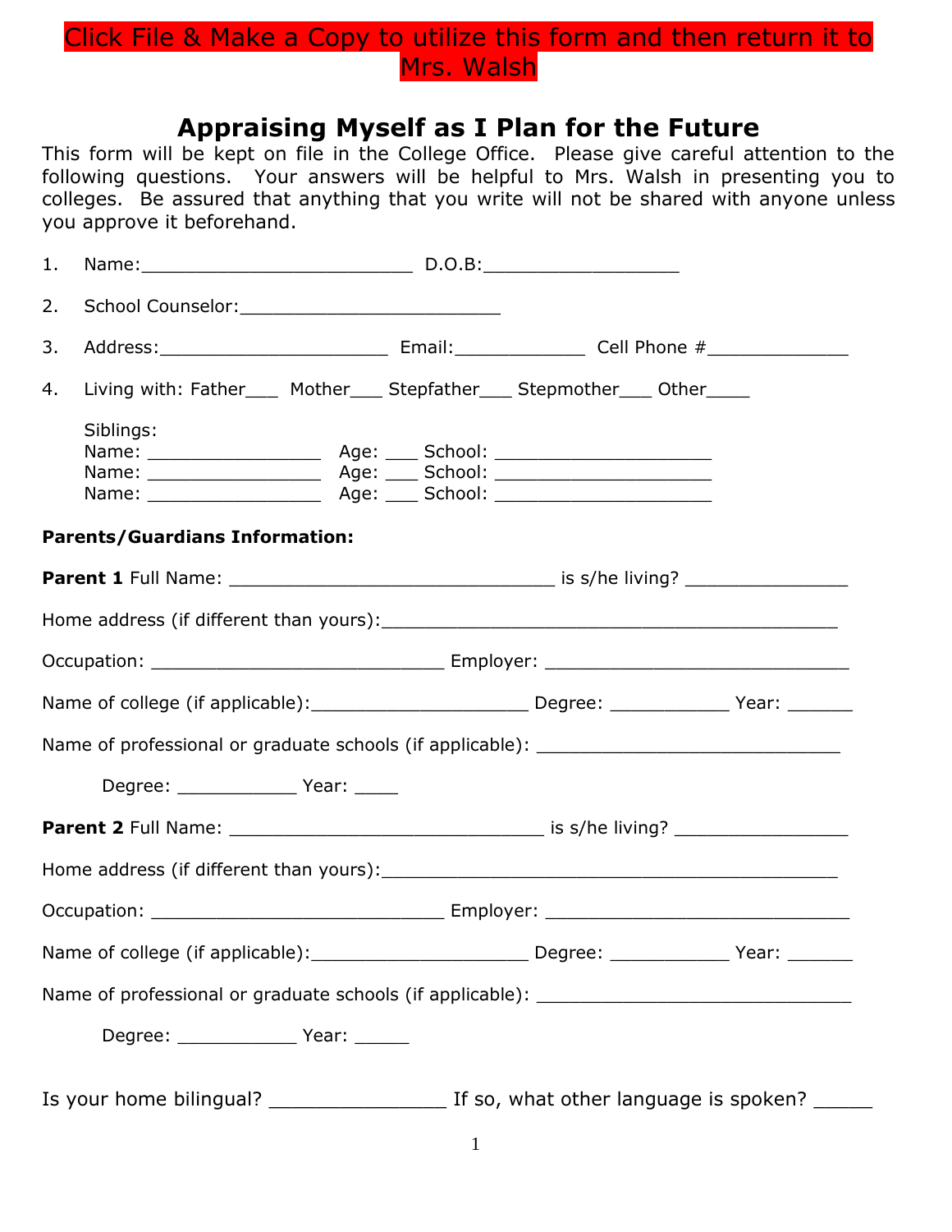Click File & Make a Copy to utilize this form and then return it to Mrs. Walsh

# Appraising Myself as I Plan for the Future

This form will be kept on file in the College Office. Please give careful attention to the following questions. Your answers will be helpful to Mrs. Walsh in presenting you to colleges. Be assured that anything that you write will not be shared with anyone unless you approve it beforehand.

1. Name:_________________________ D.O.B:__________________

2. School Counselor:_________________________

3. Address:______________________ Email:____________ Cell Phone #_____________

4. Living with: Father___ Mother___ Stepfather___ Stepmother___ Other____

   Siblings:
   Name: ________________ Age: ___ School: ____________________
   Name: ________________ Age: ___ School: ____________________
   Name: ________________ Age: ___ School: ____________________

**Parents/Guardians Information:**

**Parent 1** Full Name: ______________________________ is s/he living? _______________

Home address (if different than yours):__________________________________________

Occupation: ___________________________ Employer: ____________________________

Name of college (if applicable):____________________ Degree: ___________ Year: ______

Name of professional or graduate schools (if applicable): ____________________________

Degree: ___________ Year: ____

**Parent 2** Full Name: _____________________________ is s/he living? ________________

Home address (if different than yours):__________________________________________

Occupation: ___________________________ Employer: ____________________________

Name of college (if applicable):____________________ Degree: ___________ Year: ______

Name of professional or graduate schools (if applicable): ______________________________

Degree: ___________ Year: _____

Is your home bilingual? ________________ If so, what other language is spoken? _____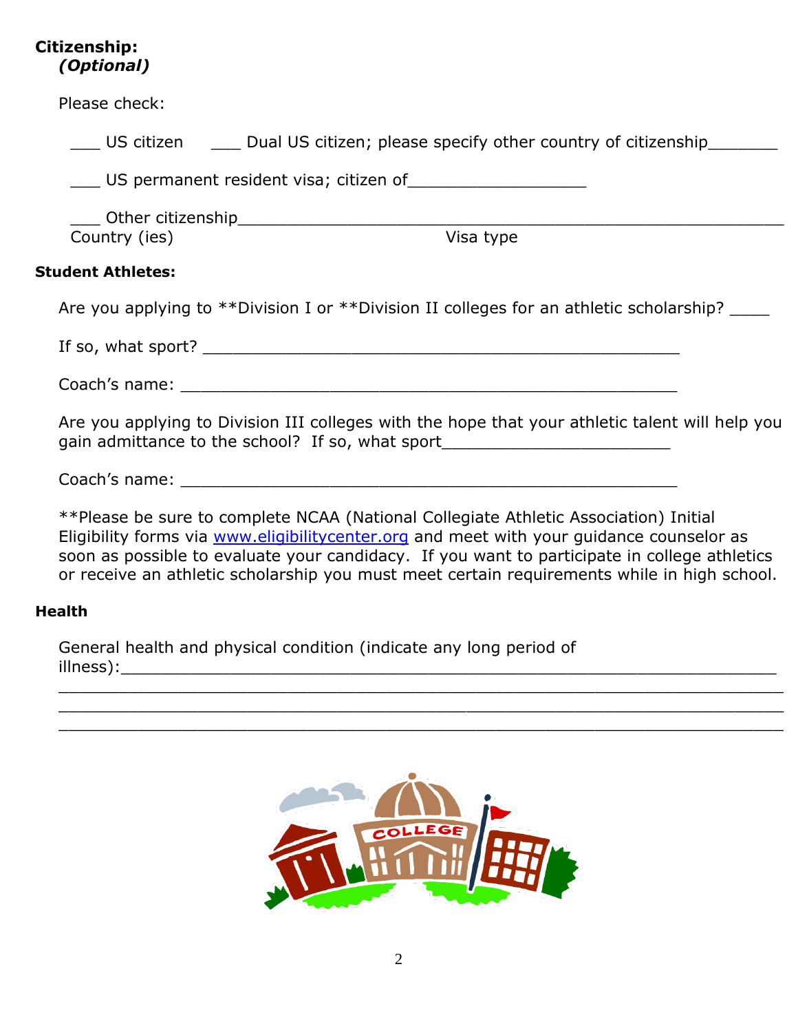**Citizenship:**
***(Optional)***

Please check:

___ US citizen ___ Dual US citizen; please specify other country of citizenship_______

___ US permanent resident visa; citizen of__________________

___ Other citizenship_______________________________________________________
Country (ies) Visa type

**Student Athletes:**

Are you applying to **Division I or **Division II colleges for an athletic scholarship? ____

If so, what sport? ________________________________________________

Coach's name: __________________________________________________

Are you applying to Division III colleges with the hope that your athletic talent will help you gain admittance to the school? If so, what sport_______________________

Coach's name: __________________________________________________

**Please be sure to complete NCAA (National Collegiate Athletic Association) Initial Eligibility forms via [www.eligibilitycenter.org](http://www.eligibilitycenter.org) and meet with your guidance counselor as soon as possible to evaluate your candidacy. If you want to participate in college athletics or receive an athletic scholarship you must meet certain requirements while in high school.

**Health**

General health and physical condition (indicate any long period of illness):__________________________________________________________________
__________________________________________________________________________
__________________________________________________________________________
__________________________________________________________________________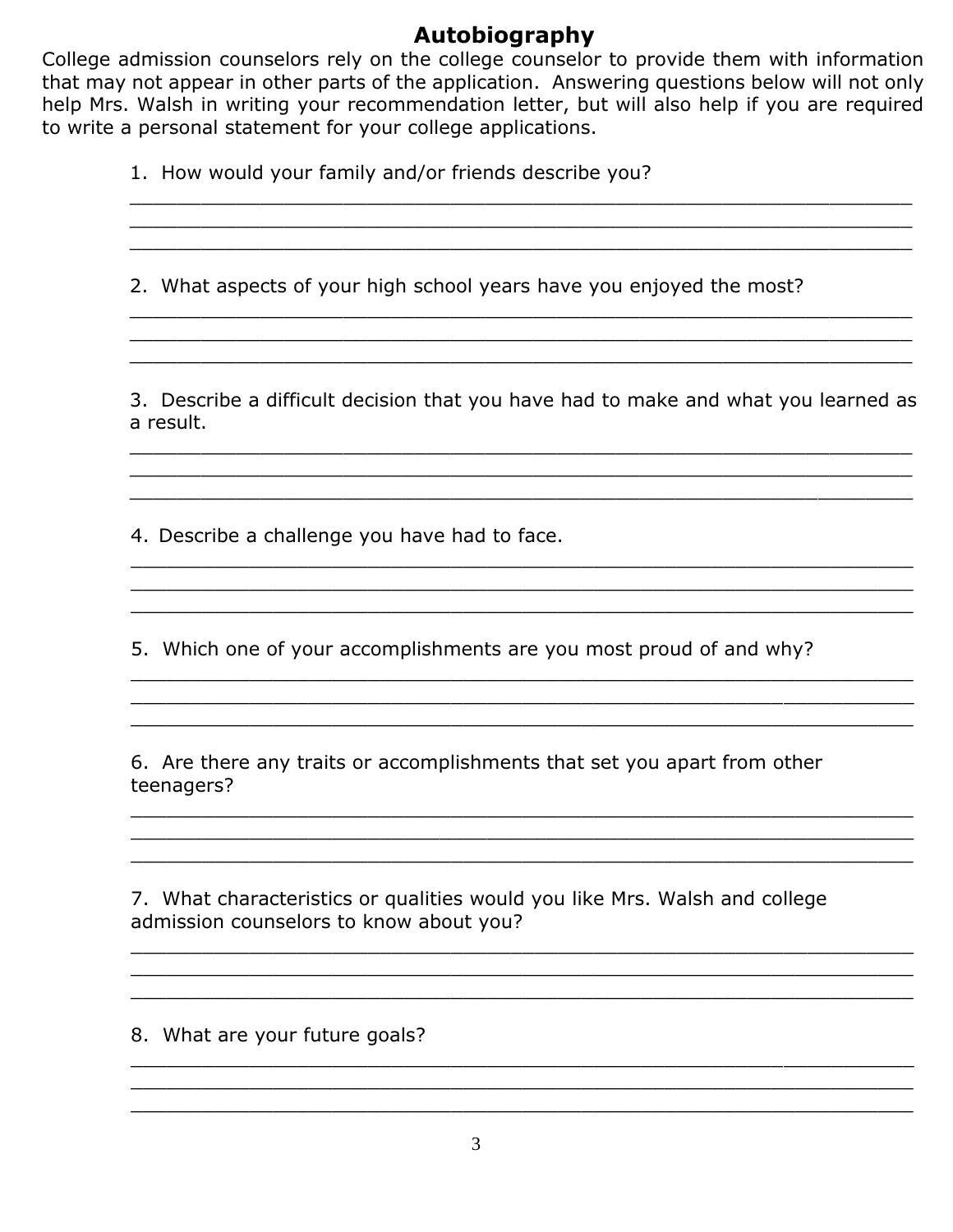# Autobiography

College admission counselors rely on the college counselor to provide them with information that may not appear in other parts of the application. Answering questions below will not only help Mrs. Walsh in writing your recommendation letter, but will also help if you are required to write a personal statement for your college applications.

1. How would your family and/or friends describe you?

____________________________________________________________________
____________________________________________________________________
____________________________________________________________________

2. What aspects of your high school years have you enjoyed the most?

____________________________________________________________________
____________________________________________________________________
____________________________________________________________________

3. Describe a difficult decision that you have had to make and what you learned as a result.

____________________________________________________________________
____________________________________________________________________
____________________________________________________________________

4. Describe a challenge you have had to face.

____________________________________________________________________
____________________________________________________________________
____________________________________________________________________

5. Which one of your accomplishments are you most proud of and why?

____________________________________________________________________
____________________________________________________________________
____________________________________________________________________

6. Are there any traits or accomplishments that set you apart from other teenagers?

____________________________________________________________________
____________________________________________________________________
____________________________________________________________________

7. What characteristics or qualities would you like Mrs. Walsh and college admission counselors to know about you?

____________________________________________________________________
____________________________________________________________________
____________________________________________________________________

8. What are your future goals?

____________________________________________________________________
____________________________________________________________________
____________________________________________________________________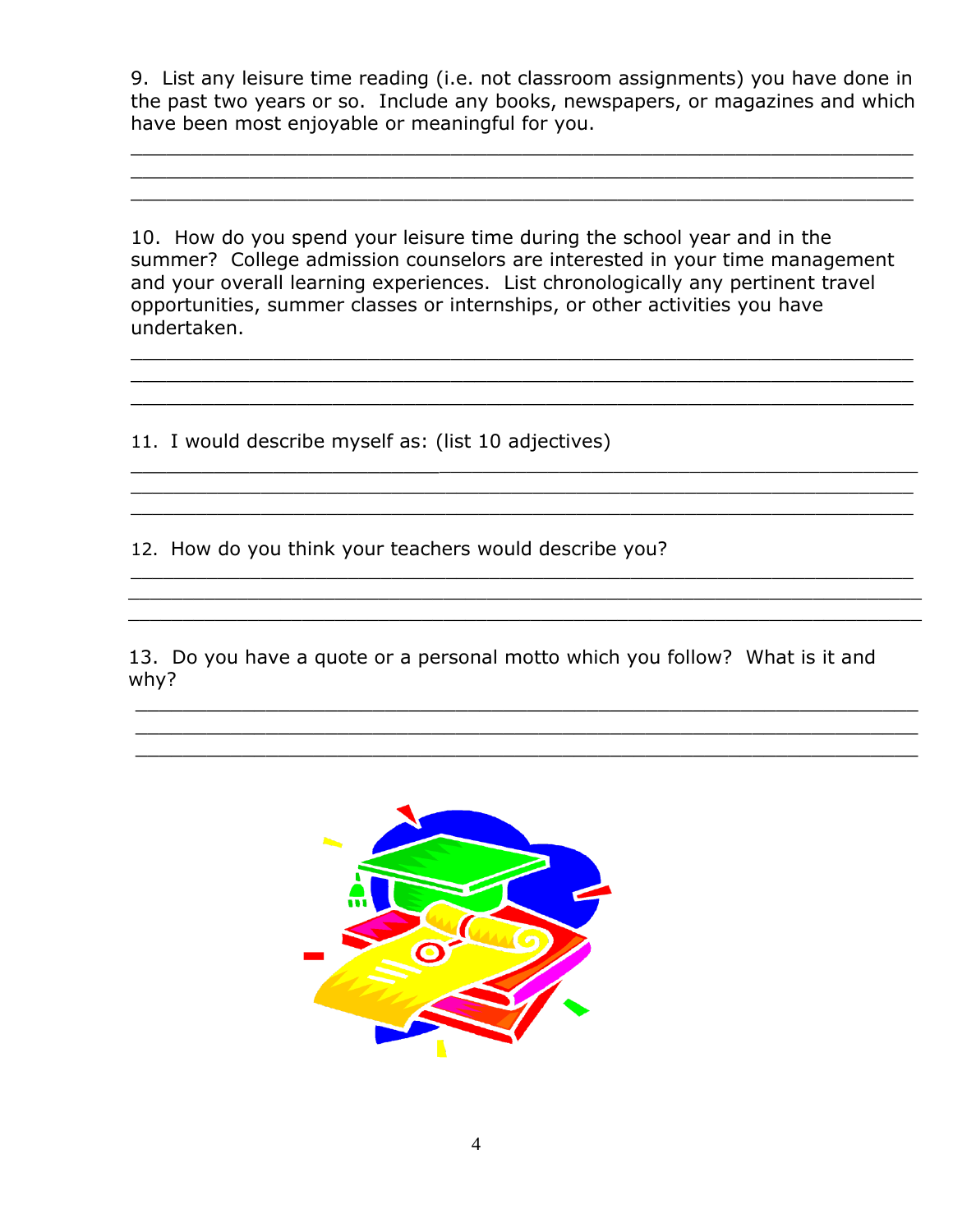9. List any leisure time reading (i.e. not classroom assignments) you have done in the past two years or so. Include any books, newspapers, or magazines and which have been most enjoyable or meaningful for you.

\_\_\_\_\_\_\_\_\_\_\_\_\_\_\_\_\_\_\_\_\_\_\_\_\_\_\_\_\_\_\_\_\_\_\_\_\_\_\_\_\_\_\_\_\_\_\_\_\_\_\_\_\_\_\_\_\_\_\_\_\_\_\_\_\_\_
\_\_\_\_\_\_\_\_\_\_\_\_\_\_\_\_\_\_\_\_\_\_\_\_\_\_\_\_\_\_\_\_\_\_\_\_\_\_\_\_\_\_\_\_\_\_\_\_\_\_\_\_\_\_\_\_\_\_\_\_\_\_\_\_\_\_
\_\_\_\_\_\_\_\_\_\_\_\_\_\_\_\_\_\_\_\_\_\_\_\_\_\_\_\_\_\_\_\_\_\_\_\_\_\_\_\_\_\_\_\_\_\_\_\_\_\_\_\_\_\_\_\_\_\_\_\_\_\_\_\_\_\_

10. How do you spend your leisure time during the school year and in the summer? College admission counselors are interested in your time management and your overall learning experiences. List chronologically any pertinent travel opportunities, summer classes or internships, or other activities you have undertaken.

\_\_\_\_\_\_\_\_\_\_\_\_\_\_\_\_\_\_\_\_\_\_\_\_\_\_\_\_\_\_\_\_\_\_\_\_\_\_\_\_\_\_\_\_\_\_\_\_\_\_\_\_\_\_\_\_\_\_\_\_\_\_\_\_\_\_
\_\_\_\_\_\_\_\_\_\_\_\_\_\_\_\_\_\_\_\_\_\_\_\_\_\_\_\_\_\_\_\_\_\_\_\_\_\_\_\_\_\_\_\_\_\_\_\_\_\_\_\_\_\_\_\_\_\_\_\_\_\_\_\_\_\_
\_\_\_\_\_\_\_\_\_\_\_\_\_\_\_\_\_\_\_\_\_\_\_\_\_\_\_\_\_\_\_\_\_\_\_\_\_\_\_\_\_\_\_\_\_\_\_\_\_\_\_\_\_\_\_\_\_\_\_\_\_\_\_\_\_\_

11. I would describe myself as: (list 10 adjectives)

\_\_\_\_\_\_\_\_\_\_\_\_\_\_\_\_\_\_\_\_\_\_\_\_\_\_\_\_\_\_\_\_\_\_\_\_\_\_\_\_\_\_\_\_\_\_\_\_\_\_\_\_\_\_\_\_\_\_\_\_\_\_\_\_\_\_
\_\_\_\_\_\_\_\_\_\_\_\_\_\_\_\_\_\_\_\_\_\_\_\_\_\_\_\_\_\_\_\_\_\_\_\_\_\_\_\_\_\_\_\_\_\_\_\_\_\_\_\_\_\_\_\_\_\_\_\_\_\_\_\_\_\_
\_\_\_\_\_\_\_\_\_\_\_\_\_\_\_\_\_\_\_\_\_\_\_\_\_\_\_\_\_\_\_\_\_\_\_\_\_\_\_\_\_\_\_\_\_\_\_\_\_\_\_\_\_\_\_\_\_\_\_\_\_\_\_\_\_\_

12. How do you think your teachers would describe you?

\_\_\_\_\_\_\_\_\_\_\_\_\_\_\_\_\_\_\_\_\_\_\_\_\_\_\_\_\_\_\_\_\_\_\_\_\_\_\_\_\_\_\_\_\_\_\_\_\_\_\_\_\_\_\_\_\_\_\_\_\_\_\_\_\_\_
\_\_\_\_\_\_\_\_\_\_\_\_\_\_\_\_\_\_\_\_\_\_\_\_\_\_\_\_\_\_\_\_\_\_\_\_\_\_\_\_\_\_\_\_\_\_\_\_\_\_\_\_\_\_\_\_\_\_\_\_\_\_\_\_\_\_
\_\_\_\_\_\_\_\_\_\_\_\_\_\_\_\_\_\_\_\_\_\_\_\_\_\_\_\_\_\_\_\_\_\_\_\_\_\_\_\_\_\_\_\_\_\_\_\_\_\_\_\_\_\_\_\_\_\_\_\_\_\_\_\_\_\_

13. Do you have a quote or a personal motto which you follow? What is it and why?

\_\_\_\_\_\_\_\_\_\_\_\_\_\_\_\_\_\_\_\_\_\_\_\_\_\_\_\_\_\_\_\_\_\_\_\_\_\_\_\_\_\_\_\_\_\_\_\_\_\_\_\_\_\_\_\_\_\_\_\_\_\_\_\_\_\_
\_\_\_\_\_\_\_\_\_\_\_\_\_\_\_\_\_\_\_\_\_\_\_\_\_\_\_\_\_\_\_\_\_\_\_\_\_\_\_\_\_\_\_\_\_\_\_\_\_\_\_\_\_\_\_\_\_\_\_\_\_\_\_\_\_\_
\_\_\_\_\_\_\_\_\_\_\_\_\_\_\_\_\_\_\_\_\_\_\_\_\_\_\_\_\_\_\_\_\_\_\_\_\_\_\_\_\_\_\_\_\_\_\_\_\_\_\_\_\_\_\_\_\_\_\_\_\_\_\_\_\_\_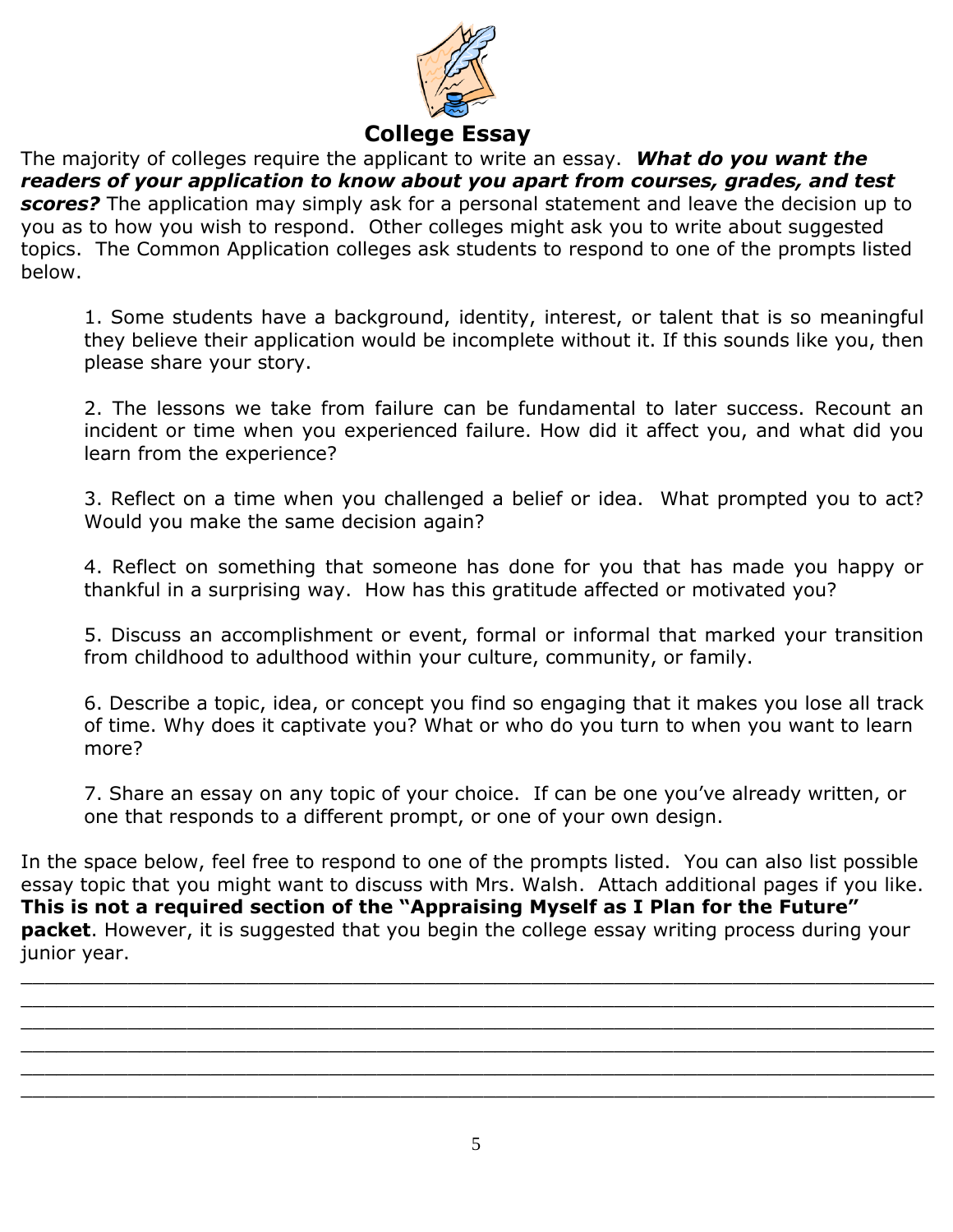# College Essay

The majority of colleges require the applicant to write an essay. ***What do you want the readers of your application to know about you apart from courses, grades, and test scores?*** The application may simply ask for a personal statement and leave the decision up to you as to how you wish to respond. Other colleges might ask you to write about suggested topics. The Common Application colleges ask students to respond to one of the prompts listed below.

1. Some students have a background, identity, interest, or talent that is so meaningful they believe their application would be incomplete without it. If this sounds like you, then please share your story.

2. The lessons we take from failure can be fundamental to later success. Recount an incident or time when you experienced failure. How did it affect you, and what did you learn from the experience?

3. Reflect on a time when you challenged a belief or idea. What prompted you to act? Would you make the same decision again?

4. Reflect on something that someone has done for you that has made you happy or thankful in a surprising way. How has this gratitude affected or motivated you?

5. Discuss an accomplishment or event, formal or informal that marked your transition from childhood to adulthood within your culture, community, or family.

6. Describe a topic, idea, or concept you find so engaging that it makes you lose all track of time. Why does it captivate you? What or who do you turn to when you want to learn more?

7. Share an essay on any topic of your choice. If can be one you've already written, or one that responds to a different prompt, or one of your own design.

In the space below, feel free to respond to one of the prompts listed. You can also list possible essay topic that you might want to discuss with Mrs. Walsh. Attach additional pages if you like. **This is not a required section of the "Appraising Myself as I Plan for the Future" packet**. However, it is suggested that you begin the college essay writing process during your junior year.

\_\_\_\_\_\_\_\_\_\_\_\_\_\_\_\_\_\_\_\_\_\_\_\_\_\_\_\_\_\_\_\_\_\_\_\_\_\_\_\_\_\_\_\_\_\_\_\_\_\_\_\_\_\_\_\_\_\_\_\_\_\_\_\_\_\_\_\_\_\_\_\_\_\_\_\_\_\_

\_\_\_\_\_\_\_\_\_\_\_\_\_\_\_\_\_\_\_\_\_\_\_\_\_\_\_\_\_\_\_\_\_\_\_\_\_\_\_\_\_\_\_\_\_\_\_\_\_\_\_\_\_\_\_\_\_\_\_\_\_\_\_\_\_\_\_\_\_\_\_\_\_\_\_\_\_\_

\_\_\_\_\_\_\_\_\_\_\_\_\_\_\_\_\_\_\_\_\_\_\_\_\_\_\_\_\_\_\_\_\_\_\_\_\_\_\_\_\_\_\_\_\_\_\_\_\_\_\_\_\_\_\_\_\_\_\_\_\_\_\_\_\_\_\_\_\_\_\_\_\_\_\_\_\_\_

\_\_\_\_\_\_\_\_\_\_\_\_\_\_\_\_\_\_\_\_\_\_\_\_\_\_\_\_\_\_\_\_\_\_\_\_\_\_\_\_\_\_\_\_\_\_\_\_\_\_\_\_\_\_\_\_\_\_\_\_\_\_\_\_\_\_\_\_\_\_\_\_\_\_\_\_\_\_

\_\_\_\_\_\_\_\_\_\_\_\_\_\_\_\_\_\_\_\_\_\_\_\_\_\_\_\_\_\_\_\_\_\_\_\_\_\_\_\_\_\_\_\_\_\_\_\_\_\_\_\_\_\_\_\_\_\_\_\_\_\_\_\_\_\_\_\_\_\_\_\_\_\_\_\_\_\_

\_\_\_\_\_\_\_\_\_\_\_\_\_\_\_\_\_\_\_\_\_\_\_\_\_\_\_\_\_\_\_\_\_\_\_\_\_\_\_\_\_\_\_\_\_\_\_\_\_\_\_\_\_\_\_\_\_\_\_\_\_\_\_\_\_\_\_\_\_\_\_\_\_\_\_\_\_\_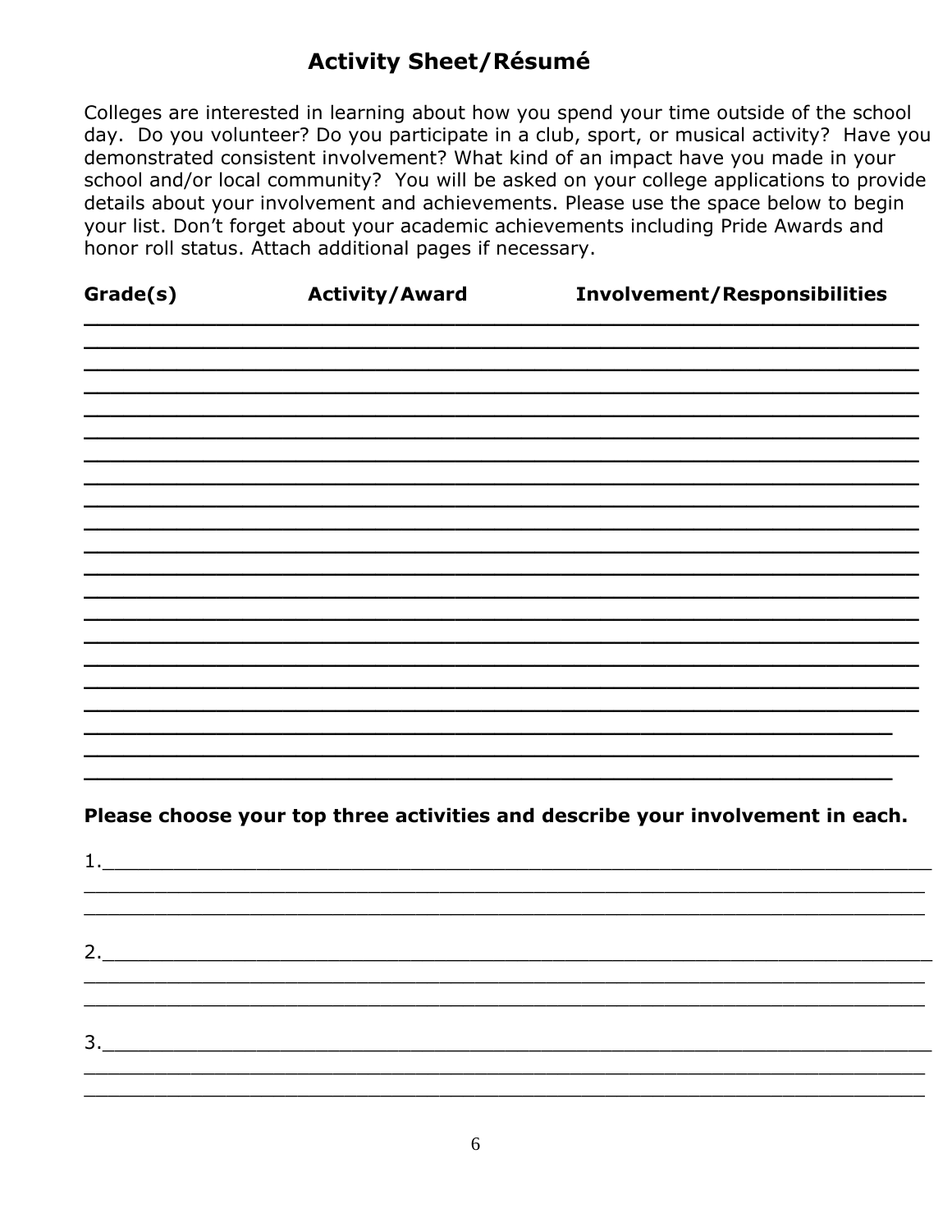# Activity Sheet/Résumé

Colleges are interested in learning about how you spend your time outside of the school day. Do you volunteer? Do you participate in a club, sport, or musical activity? Have you demonstrated consistent involvement? What kind of an impact have you made in your school and/or local community? You will be asked on your college applications to provide details about your involvement and achievements. Please use the space below to begin your list. Don't forget about your academic achievements including Pride Awards and honor roll status. Attach additional pages if necessary.

| Grade(s) | Activity/Award | Involvement/Responsibilities |
|---|---|---|
| | | |
| | | |
| | | |
| | | |
| | | |
| | | |
| | | |
| | | |
| | | |
| | | |
| | | |
| | | |
| | | |
| | | |
| | | |
| | | |
| | | |
| | | |
| | | |
| | | |

**Please choose your top three activities and describe your involvement in each.**

1.\_\_\_\_\_\_\_\_\_\_\_\_\_\_\_\_\_\_\_\_\_\_\_\_\_\_\_\_\_\_\_\_\_\_\_\_\_\_\_\_\_\_\_\_\_\_\_\_\_\_\_\_\_\_\_\_\_\_\_\_\_\_\_\_

2.\_\_\_\_\_\_\_\_\_\_\_\_\_\_\_\_\_\_\_\_\_\_\_\_\_\_\_\_\_\_\_\_\_\_\_\_\_\_\_\_\_\_\_\_\_\_\_\_\_\_\_\_\_\_\_\_\_\_\_\_\_\_\_\_

3.\_\_\_\_\_\_\_\_\_\_\_\_\_\_\_\_\_\_\_\_\_\_\_\_\_\_\_\_\_\_\_\_\_\_\_\_\_\_\_\_\_\_\_\_\_\_\_\_\_\_\_\_\_\_\_\_\_\_\_\_\_\_\_\_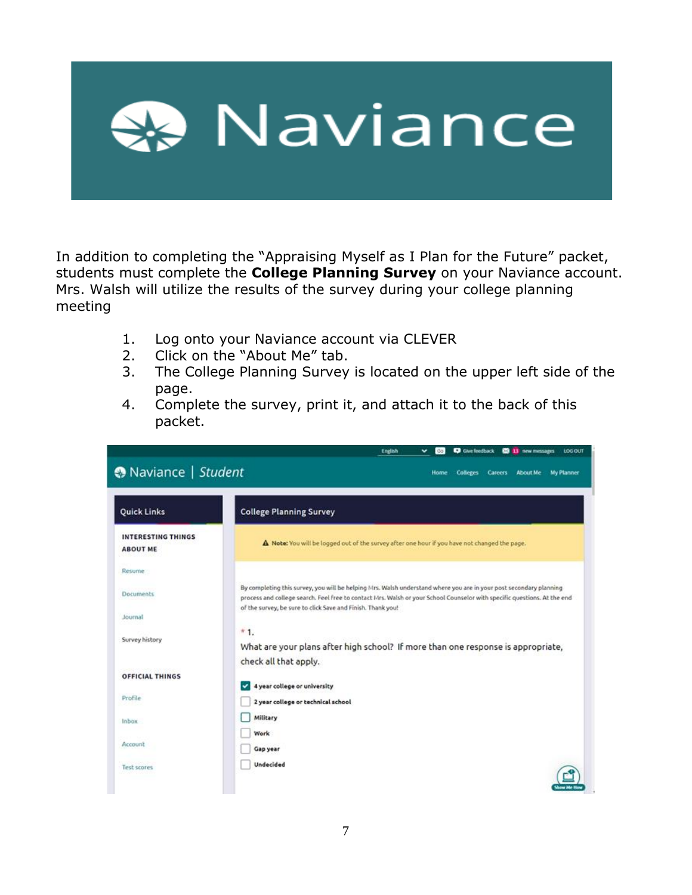# Naviance

In addition to completing the "Appraising Myself as I Plan for the Future" packet, students must complete the **College Planning Survey** on your Naviance account. Mrs. Walsh will utilize the results of the survey during your college planning meeting

1. Log onto your Naviance account via CLEVER
2. Click on the "About Me" tab.
3. The College Planning Survey is located on the upper left side of the page.
4. Complete the survey, print it, and attach it to the back of this packet.

English Go Give feedback 13 new messages LOG OUT

Naviance | *Student*

Home Colleges Careers About Me My Planner

**Quick Links**

**INTERESTING THINGS ABOUT ME**

- Resume
- Documents
- Journal
- Survey history

**OFFICIAL THINGS**

- Profile
- Inbox
- Account
- Test scores

**College Planning Survey**

**Note:** You will be logged out of the survey after one hour if you have not changed the page.

By completing this survey, you will be helping Mrs. Walsh understand where you are in your post secondary planning process and college search. Feel free to contact Mrs. Walsh or your School Counselor with specific questions. At the end of the survey, be sure to click Save and Finish. Thank you!

\* 1.

What are your plans after high school? If more than one response is appropriate, check all that apply.

- [x] 4 year college or university
- [ ] 2 year college or technical school
- [ ] Military
- [ ] Work
- [ ] Gap year
- [ ] Undecided

Show Me How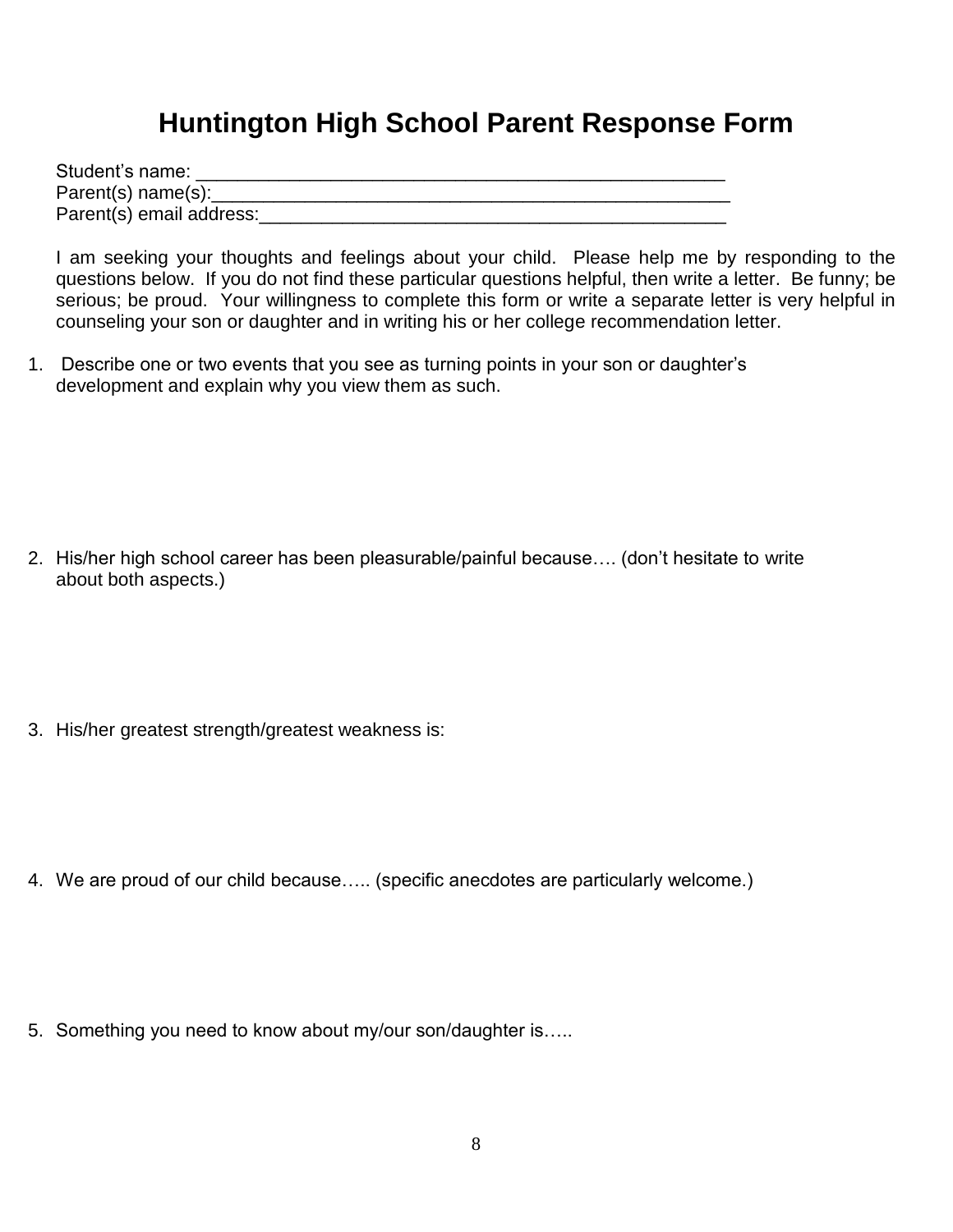# Huntington High School Parent Response Form

Student's name: ____________________________________________________
Parent(s) name(s):___________________________________________________
Parent(s) email address:_______________________________________________

I am seeking your thoughts and feelings about your child. Please help me by responding to the questions below. If you do not find these particular questions helpful, then write a letter. Be funny; be serious; be proud. Your willingness to complete this form or write a separate letter is very helpful in counseling your son or daughter and in writing his or her college recommendation letter.

1. Describe one or two events that you see as turning points in your son or daughter's development and explain why you view them as such.

2. His/her high school career has been pleasurable/painful because…. (don't hesitate to write about both aspects.)

3. His/her greatest strength/greatest weakness is:

4. We are proud of our child because….. (specific anecdotes are particularly welcome.)

5. Something you need to know about my/our son/daughter is…..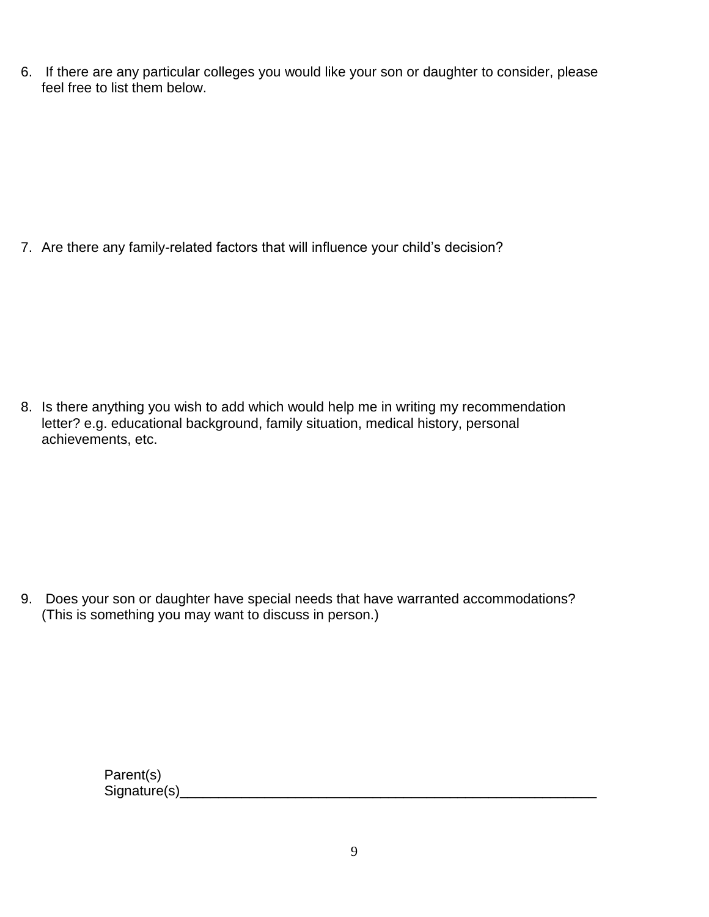6. If there are any particular colleges you would like your son or daughter to consider, please feel free to list them below.

7. Are there any family-related factors that will influence your child's decision?

8. Is there anything you wish to add which would help me in writing my recommendation letter? e.g. educational background, family situation, medical history, personal achievements, etc.

9. Does your son or daughter have special needs that have warranted accommodations? (This is something you may want to discuss in person.)

Parent(s) Signature(s)_______________________________________________________